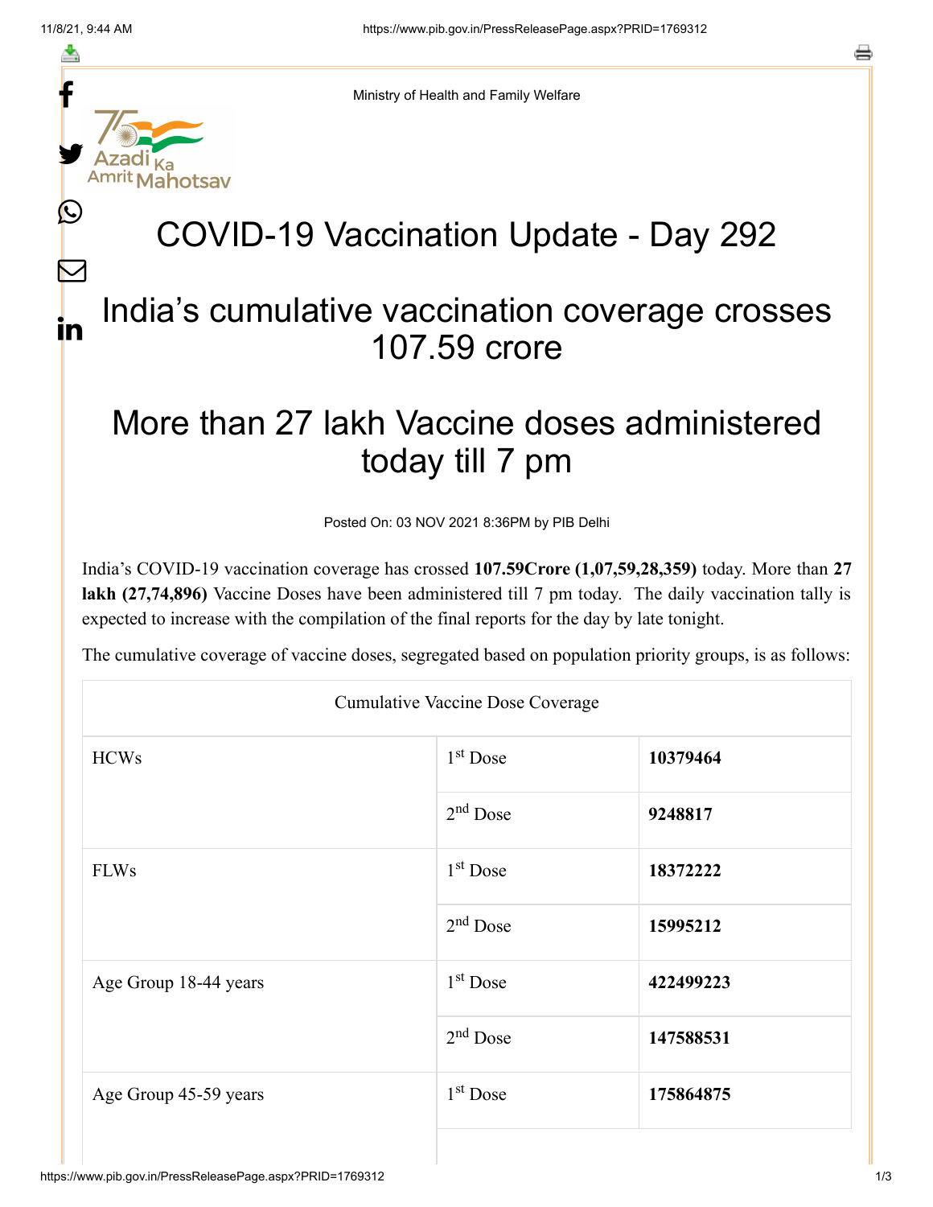Ministry of Health and Family Welfare

# COVID-19 Vaccination Update - Day 292

## India's cumulative vaccination coverage crosses 107.59 crore

## More than 27 lakh Vaccine doses administered today till 7 pm

Posted On: 03 NOV 2021 8:36PM by PIB Delhi

India's COVID-19 vaccination coverage has crossed **107.59Crore (1,07,59,28,359)** today. More than **27 lakh (27,74,896)** Vaccine Doses have been administered till 7 pm today. The daily vaccination tally is expected to increase with the compilation of the final reports for the day by late tonight.

The cumulative coverage of vaccine doses, segregated based on population priority groups, is as follows:

| Cumulative Vaccine Dose Coverage | | |
|---|---|---|
| HCWs | 1st Dose | **10379464** |
| | 2nd Dose | **9248817** |
| FLWs | 1st Dose | **18372222** |
| | 2nd Dose | **15995212** |
| Age Group 18-44 years | 1st Dose | **422499223** |
| | 2nd Dose | **147588531** |
| Age Group 45-59 years | 1st Dose | **175864875** |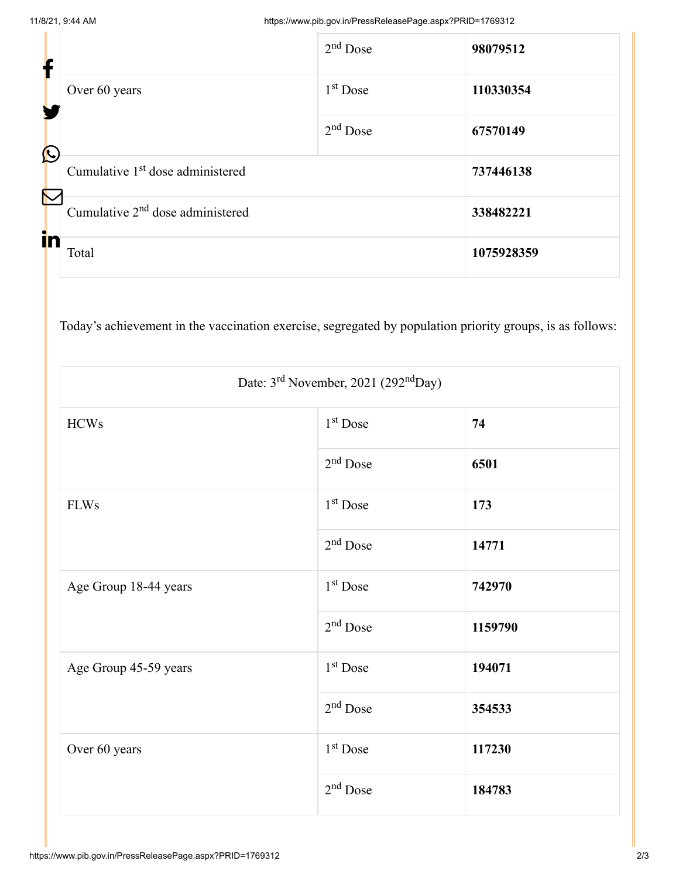| | | |
|---|---|---|
| | 2nd Dose | **98079512** |
| Over 60 years | 1st Dose | **110330354** |
| | 2nd Dose | **67570149** |
| Cumulative 1st dose administered | | **737446138** |
| Cumulative 2nd dose administered | | **338482221** |
| Total | | **1075928359** |

Today's achievement in the vaccination exercise, segregated by population priority groups, is as follows:

| Date: 3rd November, 2021 (292nd Day) | | |
|---|---|---|
| HCWs | 1st Dose | **74** |
| | 2nd Dose | **6501** |
| FLWs | 1st Dose | **173** |
| | 2nd Dose | **14771** |
| Age Group 18-44 years | 1st Dose | **742970** |
| | 2nd Dose | **1159790** |
| Age Group 45-59 years | 1st Dose | **194071** |
| | 2nd Dose | **354533** |
| Over 60 years | 1st Dose | **117230** |
| | 2nd Dose | **184783** |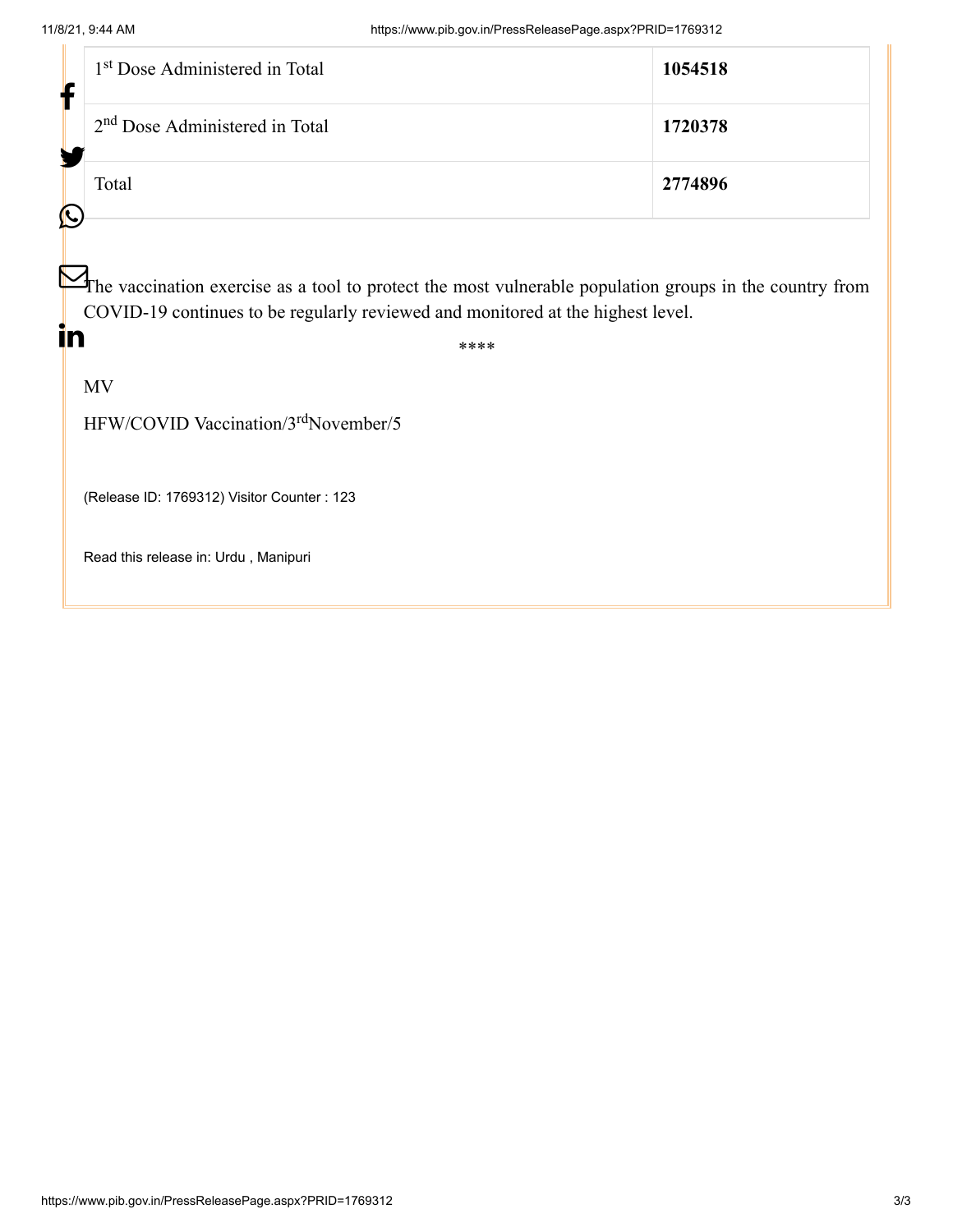| | |
|---|---|
| 1st Dose Administered in Total | **1054518** |
| 2nd Dose Administered in Total | **1720378** |
| Total | **2774896** |

The vaccination exercise as a tool to protect the most vulnerable population groups in the country from COVID-19 continues to be regularly reviewed and monitored at the highest level.

****

MV

HFW/COVID Vaccination/3rdNovember/5

(Release ID: 1769312) Visitor Counter : 123

Read this release in: Urdu , Manipuri